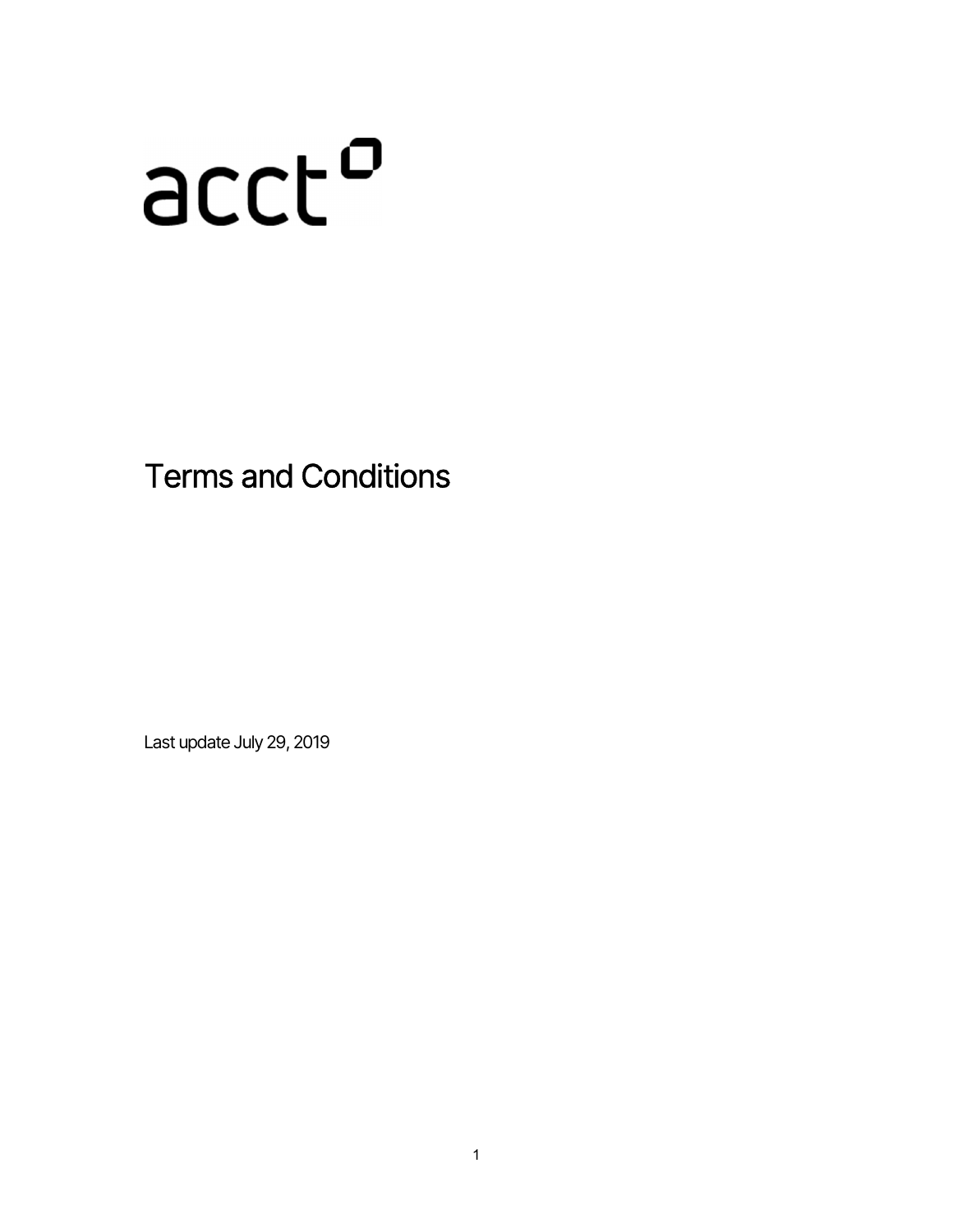acct

# Terms and Conditions

Last update July 29, 2019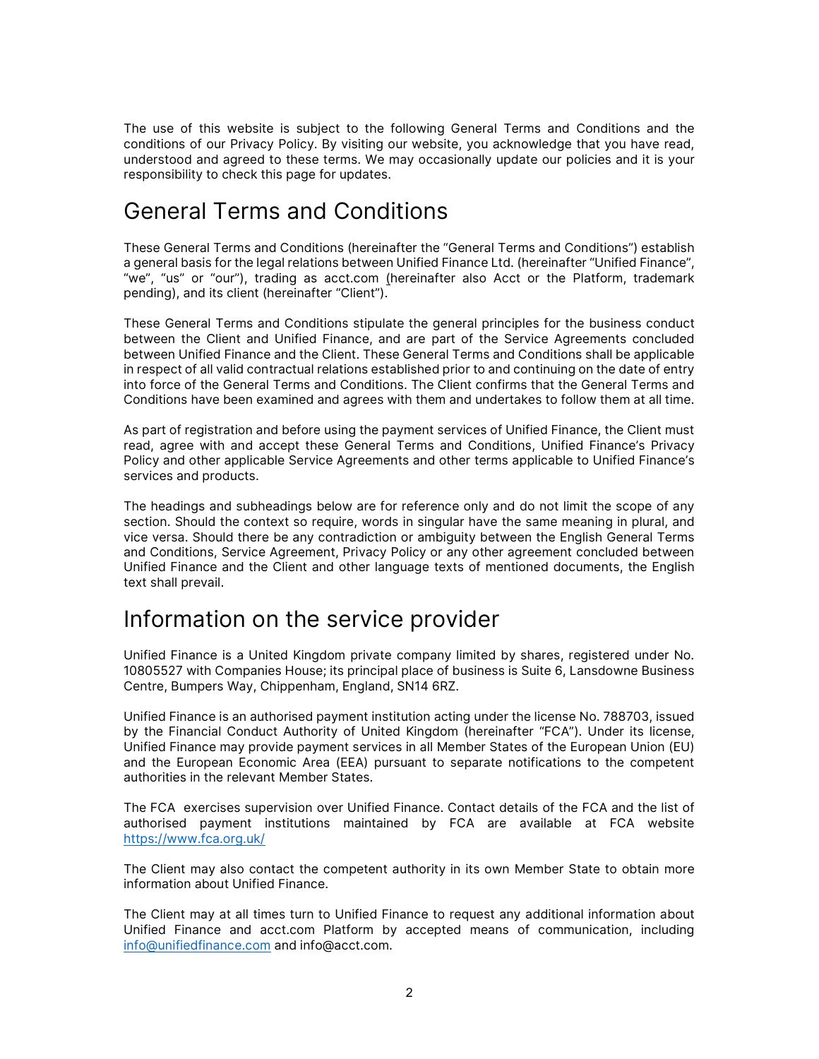The use of this website is subject to the following General Terms and Conditions and the conditions of our Privacy Policy. By visiting our website, you acknowledge that you have read, understood and agreed to these terms. We may occasionally update our policies and it is your responsibility to check this page for updates.

# General Terms and Conditions

These General Terms and Conditions (hereinafter the "General Terms and Conditions") establish a general basis for the legal relations between Unified Finance Ltd. (hereinafter "Unified Finance", "we", "us" or "our"), trading as acct.com (hereinafter also Acct or the Platform, trademark pending), and its client (hereinafter "Client").

These General Terms and Conditions stipulate the general principles for the business conduct between the Client and Unified Finance, and are part of the Service Agreements concluded between Unified Finance and the Client. These General Terms and Conditions shall be applicable in respect of all valid contractual relations established prior to and continuing on the date of entry into force of the General Terms and Conditions. The Client confirms that the General Terms and Conditions have been examined and agrees with them and undertakes to follow them at all time.

As part of registration and before using the payment services of Unified Finance, the Client must read, agree with and accept these General Terms and Conditions, Unified Finance's Privacy Policy and other applicable Service Agreements and other terms applicable to Unified Finance's services and products.

The headings and subheadings below are for reference only and do not limit the scope of any section. Should the context so require, words in singular have the same meaning in plural, and vice versa. Should there be any contradiction or ambiguity between the English General Terms and Conditions, Service Agreement, Privacy Policy or any other agreement concluded between Unified Finance and the Client and other language texts of mentioned documents, the English text shall prevail.

# Information on the service provider

Unified Finance is a United Kingdom private company limited by shares, registered under No. 10805527 with Companies House; its principal place of business is Suite 6, Lansdowne Business Centre, Bumpers Way, Chippenham, England, SN14 6RZ.

Unified Finance is an authorised payment institution acting under the license No. 788703, issued by the Financial Conduct Authority of United Kingdom (hereinafter "FCA"). Under its license, Unified Finance may provide payment services in all Member States of the European Union (EU) and the European Economic Area (EEA) pursuant to separate notifications to the competent authorities in the relevant Member States.

The FCA exercises supervision over Unified Finance. Contact details of the FCA and the list of authorised payment institutions maintained by FCA are available at FCA website https://www.fca.org.uk/

The Client may also contact the competent authority in its own Member State to obtain more information about Unified Finance.

The Client may at all times turn to Unified Finance to request any additional information about Unified Finance and acct.com Platform by accepted means of communication, including info@unifiedfinance.com and info@acct.com.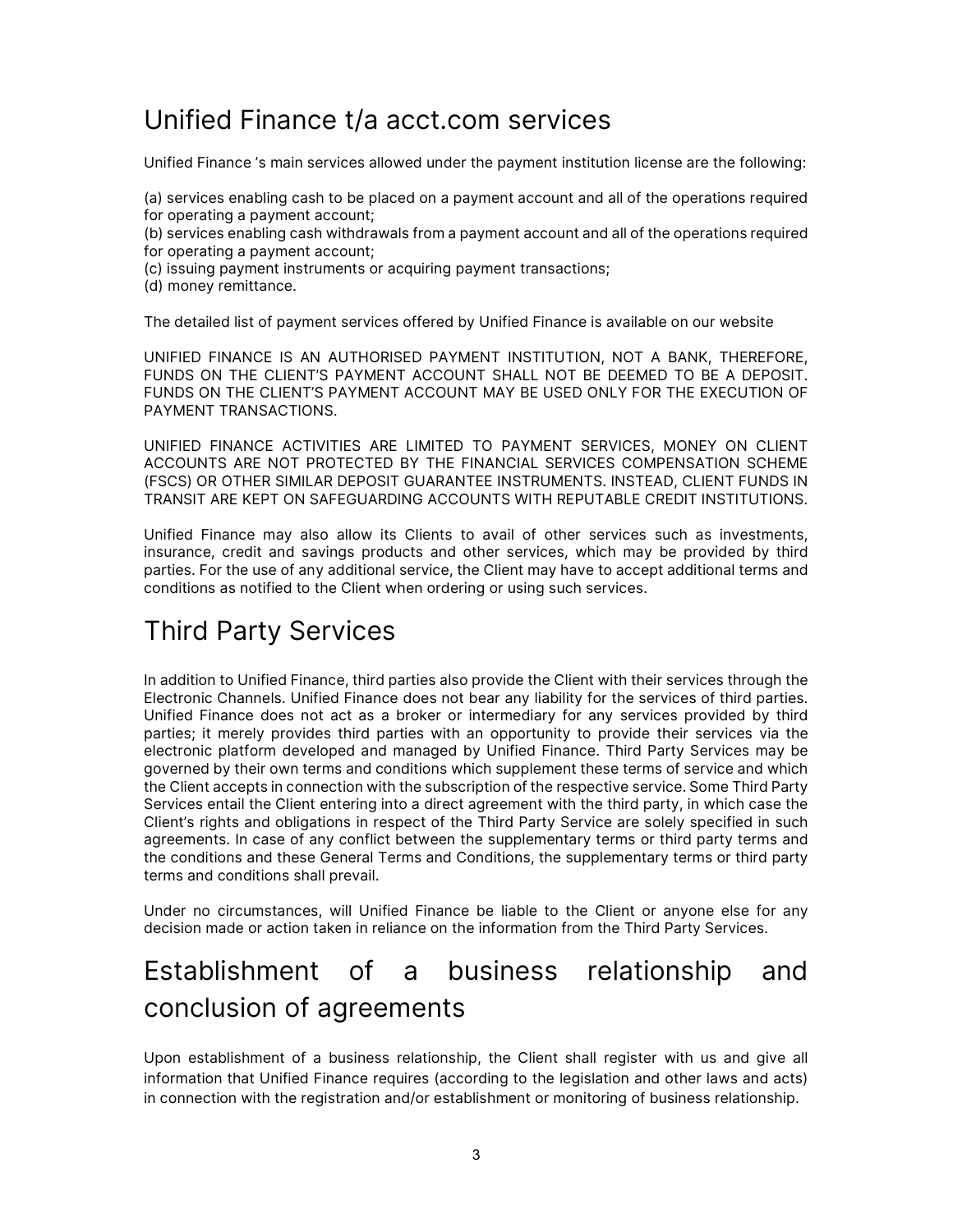## Unified Finance t/a acct.com services

Unified Finance 's main services allowed under the payment institution license are the following:

(a) services enabling cash to be placed on a payment account and all of the operations required for operating a payment account;
(b) services enabling cash withdrawals from a payment account and all of the operations required for operating a payment account;
(c) issuing payment instruments or acquiring payment transactions;
(d) money remittance.

The detailed list of payment services offered by Unified Finance is available on our website

UNIFIED FINANCE IS AN AUTHORISED PAYMENT INSTITUTION, NOT A BANK, THEREFORE, FUNDS ON THE CLIENT'S PAYMENT ACCOUNT SHALL NOT BE DEEMED TO BE A DEPOSIT. FUNDS ON THE CLIENT'S PAYMENT ACCOUNT MAY BE USED ONLY FOR THE EXECUTION OF PAYMENT TRANSACTIONS.

UNIFIED FINANCE ACTIVITIES ARE LIMITED TO PAYMENT SERVICES, MONEY ON CLIENT ACCOUNTS ARE NOT PROTECTED BY THE FINANCIAL SERVICES COMPENSATION SCHEME (FSCS) OR OTHER SIMILAR DEPOSIT GUARANTEE INSTRUMENTS. INSTEAD, CLIENT FUNDS IN TRANSIT ARE KEPT ON SAFEGUARDING ACCOUNTS WITH REPUTABLE CREDIT INSTITUTIONS.

Unified Finance may also allow its Clients to avail of other services such as investments, insurance, credit and savings products and other services, which may be provided by third parties. For the use of any additional service, the Client may have to accept additional terms and conditions as notified to the Client when ordering or using such services.

## Third Party Services

In addition to Unified Finance, third parties also provide the Client with their services through the Electronic Channels. Unified Finance does not bear any liability for the services of third parties. Unified Finance does not act as a broker or intermediary for any services provided by third parties; it merely provides third parties with an opportunity to provide their services via the electronic platform developed and managed by Unified Finance. Third Party Services may be governed by their own terms and conditions which supplement these terms of service and which the Client accepts in connection with the subscription of the respective service. Some Third Party Services entail the Client entering into a direct agreement with the third party, in which case the Client's rights and obligations in respect of the Third Party Service are solely specified in such agreements. In case of any conflict between the supplementary terms or third party terms and the conditions and these General Terms and Conditions, the supplementary terms or third party terms and conditions shall prevail.

Under no circumstances, will Unified Finance be liable to the Client or anyone else for any decision made or action taken in reliance on the information from the Third Party Services.

## Establishment of a business relationship and conclusion of agreements

Upon establishment of a business relationship, the Client shall register with us and give all information that Unified Finance requires (according to the legislation and other laws and acts) in connection with the registration and/or establishment or monitoring of business relationship.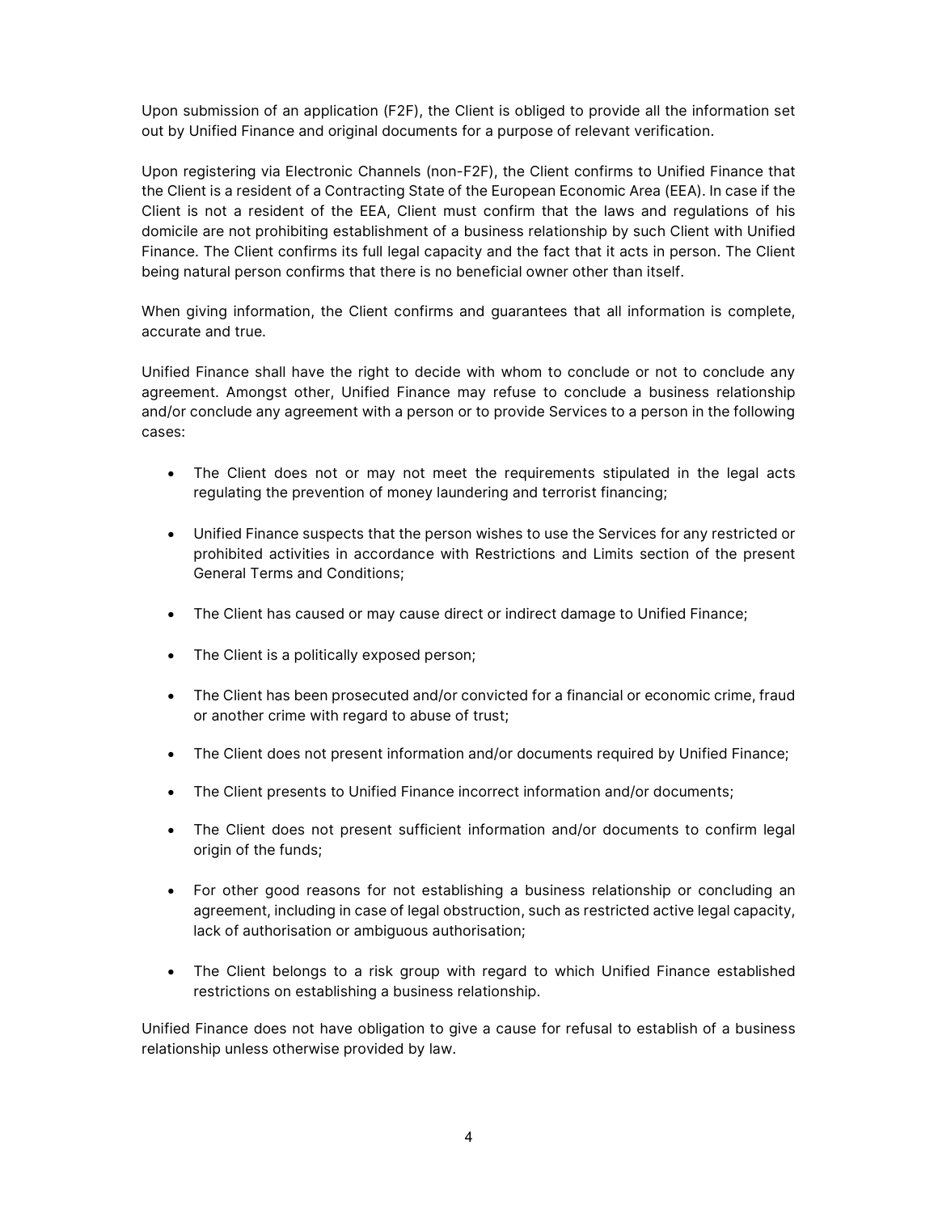Upon submission of an application (F2F), the Client is obliged to provide all the information set out by Unified Finance and original documents for a purpose of relevant verification.

Upon registering via Electronic Channels (non-F2F), the Client confirms to Unified Finance that the Client is a resident of a Contracting State of the European Economic Area (EEA). In case if the Client is not a resident of the EEA, Client must confirm that the laws and regulations of his domicile are not prohibiting establishment of a business relationship by such Client with Unified Finance. The Client confirms its full legal capacity and the fact that it acts in person. The Client being natural person confirms that there is no beneficial owner other than itself.

When giving information, the Client confirms and guarantees that all information is complete, accurate and true.

Unified Finance shall have the right to decide with whom to conclude or not to conclude any agreement. Amongst other, Unified Finance may refuse to conclude a business relationship and/or conclude any agreement with a person or to provide Services to a person in the following cases:

- The Client does not or may not meet the requirements stipulated in the legal acts regulating the prevention of money laundering and terrorist financing;
- Unified Finance suspects that the person wishes to use the Services for any restricted or prohibited activities in accordance with Restrictions and Limits section of the present General Terms and Conditions;
- The Client has caused or may cause direct or indirect damage to Unified Finance;
- The Client is a politically exposed person;
- The Client has been prosecuted and/or convicted for a financial or economic crime, fraud or another crime with regard to abuse of trust;
- The Client does not present information and/or documents required by Unified Finance;
- The Client presents to Unified Finance incorrect information and/or documents;
- The Client does not present sufficient information and/or documents to confirm legal origin of the funds;
- For other good reasons for not establishing a business relationship or concluding an agreement, including in case of legal obstruction, such as restricted active legal capacity, lack of authorisation or ambiguous authorisation;
- The Client belongs to a risk group with regard to which Unified Finance established restrictions on establishing a business relationship.

Unified Finance does not have obligation to give a cause for refusal to establish of a business relationship unless otherwise provided by law.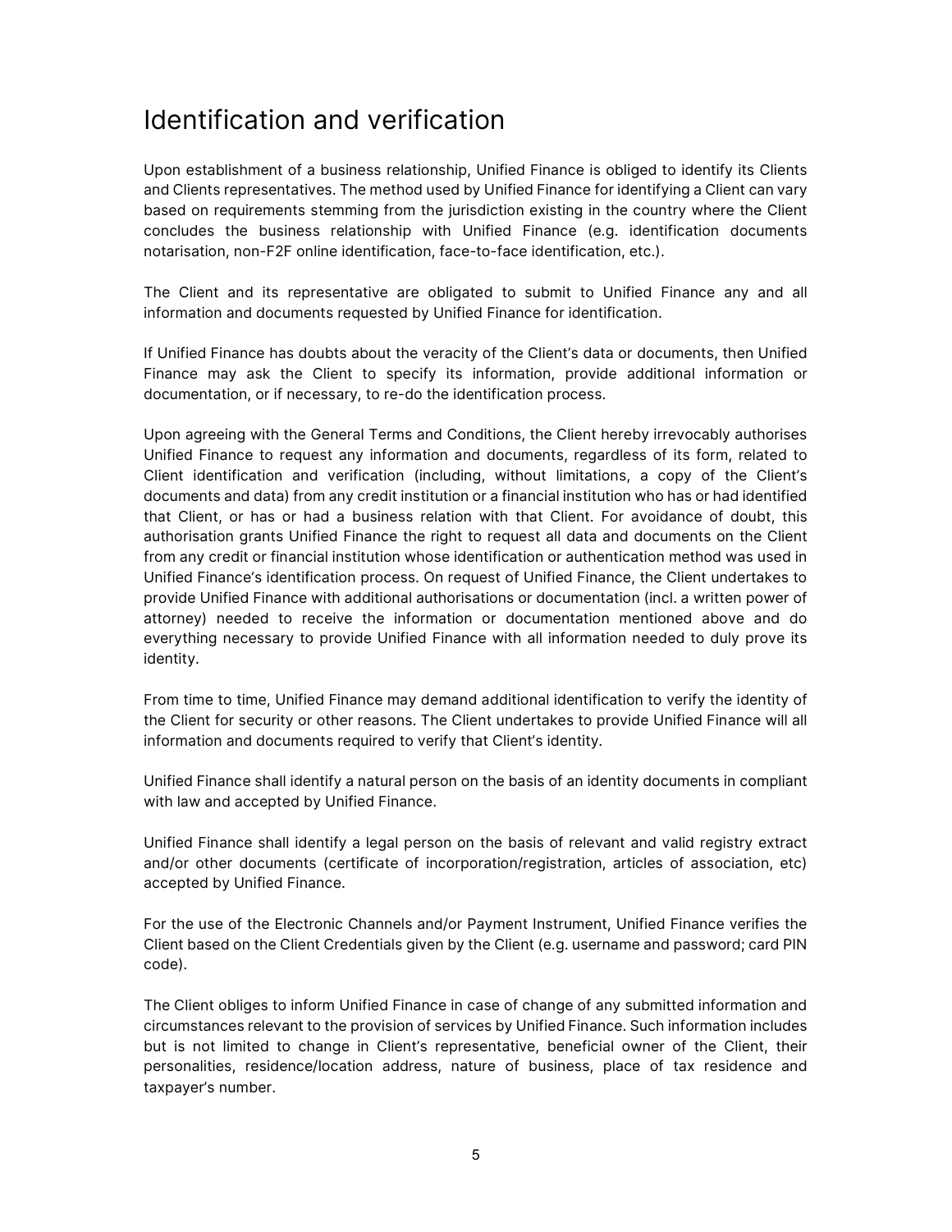# Identification and verification

Upon establishment of a business relationship, Unified Finance is obliged to identify its Clients and Clients representatives. The method used by Unified Finance for identifying a Client can vary based on requirements stemming from the jurisdiction existing in the country where the Client concludes the business relationship with Unified Finance (e.g. identification documents notarisation, non-F2F online identification, face-to-face identification, etc.).

The Client and its representative are obligated to submit to Unified Finance any and all information and documents requested by Unified Finance for identification.

If Unified Finance has doubts about the veracity of the Client's data or documents, then Unified Finance may ask the Client to specify its information, provide additional information or documentation, or if necessary, to re-do the identification process.

Upon agreeing with the General Terms and Conditions, the Client hereby irrevocably authorises Unified Finance to request any information and documents, regardless of its form, related to Client identification and verification (including, without limitations, a copy of the Client's documents and data) from any credit institution or a financial institution who has or had identified that Client, or has or had a business relation with that Client. For avoidance of doubt, this authorisation grants Unified Finance the right to request all data and documents on the Client from any credit or financial institution whose identification or authentication method was used in Unified Finance's identification process. On request of Unified Finance, the Client undertakes to provide Unified Finance with additional authorisations or documentation (incl. a written power of attorney) needed to receive the information or documentation mentioned above and do everything necessary to provide Unified Finance with all information needed to duly prove its identity.

From time to time, Unified Finance may demand additional identification to verify the identity of the Client for security or other reasons. The Client undertakes to provide Unified Finance will all information and documents required to verify that Client's identity.

Unified Finance shall identify a natural person on the basis of an identity documents in compliant with law and accepted by Unified Finance.

Unified Finance shall identify a legal person on the basis of relevant and valid registry extract and/or other documents (certificate of incorporation/registration, articles of association, etc) accepted by Unified Finance.

For the use of the Electronic Channels and/or Payment Instrument, Unified Finance verifies the Client based on the Client Credentials given by the Client (e.g. username and password; card PIN code).

The Client obliges to inform Unified Finance in case of change of any submitted information and circumstances relevant to the provision of services by Unified Finance. Such information includes but is not limited to change in Client's representative, beneficial owner of the Client, their personalities, residence/location address, nature of business, place of tax residence and taxpayer's number.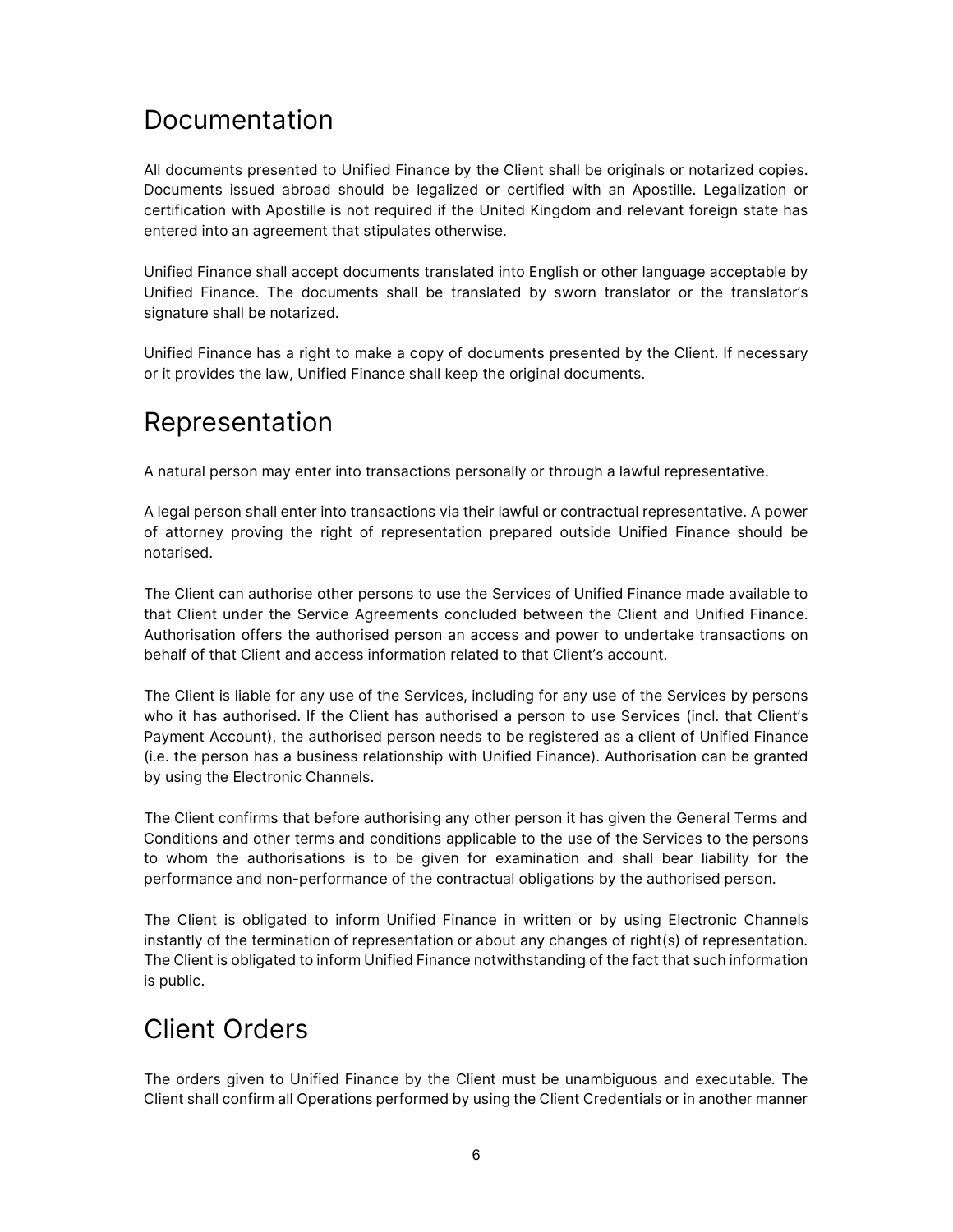## Documentation

All documents presented to Unified Finance by the Client shall be originals or notarized copies. Documents issued abroad should be legalized or certified with an Apostille. Legalization or certification with Apostille is not required if the United Kingdom and relevant foreign state has entered into an agreement that stipulates otherwise.

Unified Finance shall accept documents translated into English or other language acceptable by Unified Finance. The documents shall be translated by sworn translator or the translator's signature shall be notarized.

Unified Finance has a right to make a copy of documents presented by the Client. If necessary or it provides the law, Unified Finance shall keep the original documents.

## Representation

A natural person may enter into transactions personally or through a lawful representative.

A legal person shall enter into transactions via their lawful or contractual representative. A power of attorney proving the right of representation prepared outside Unified Finance should be notarised.

The Client can authorise other persons to use the Services of Unified Finance made available to that Client under the Service Agreements concluded between the Client and Unified Finance. Authorisation offers the authorised person an access and power to undertake transactions on behalf of that Client and access information related to that Client's account.

The Client is liable for any use of the Services, including for any use of the Services by persons who it has authorised. If the Client has authorised a person to use Services (incl. that Client's Payment Account), the authorised person needs to be registered as a client of Unified Finance (i.e. the person has a business relationship with Unified Finance). Authorisation can be granted by using the Electronic Channels.

The Client confirms that before authorising any other person it has given the General Terms and Conditions and other terms and conditions applicable to the use of the Services to the persons to whom the authorisations is to be given for examination and shall bear liability for the performance and non-performance of the contractual obligations by the authorised person.

The Client is obligated to inform Unified Finance in written or by using Electronic Channels instantly of the termination of representation or about any changes of right(s) of representation. The Client is obligated to inform Unified Finance notwithstanding of the fact that such information is public.

## Client Orders

The orders given to Unified Finance by the Client must be unambiguous and executable. The Client shall confirm all Operations performed by using the Client Credentials or in another manner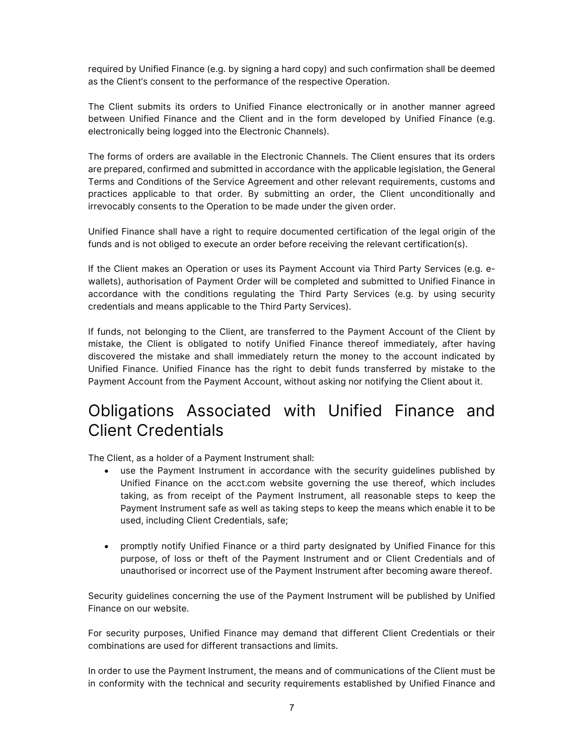required by Unified Finance (e.g. by signing a hard copy) and such confirmation shall be deemed as the Client's consent to the performance of the respective Operation.

The Client submits its orders to Unified Finance electronically or in another manner agreed between Unified Finance and the Client and in the form developed by Unified Finance (e.g. electronically being logged into the Electronic Channels).

The forms of orders are available in the Electronic Channels. The Client ensures that its orders are prepared, confirmed and submitted in accordance with the applicable legislation, the General Terms and Conditions of the Service Agreement and other relevant requirements, customs and practices applicable to that order. By submitting an order, the Client unconditionally and irrevocably consents to the Operation to be made under the given order.

Unified Finance shall have a right to require documented certification of the legal origin of the funds and is not obliged to execute an order before receiving the relevant certification(s).

If the Client makes an Operation or uses its Payment Account via Third Party Services (e.g. e-wallets), authorisation of Payment Order will be completed and submitted to Unified Finance in accordance with the conditions regulating the Third Party Services (e.g. by using security credentials and means applicable to the Third Party Services).

If funds, not belonging to the Client, are transferred to the Payment Account of the Client by mistake, the Client is obligated to notify Unified Finance thereof immediately, after having discovered the mistake and shall immediately return the money to the account indicated by Unified Finance. Unified Finance has the right to debit funds transferred by mistake to the Payment Account from the Payment Account, without asking nor notifying the Client about it.

# Obligations Associated with Unified Finance and Client Credentials

The Client, as a holder of a Payment Instrument shall:

- use the Payment Instrument in accordance with the security guidelines published by Unified Finance on the acct.com website governing the use thereof, which includes taking, as from receipt of the Payment Instrument, all reasonable steps to keep the Payment Instrument safe as well as taking steps to keep the means which enable it to be used, including Client Credentials, safe;
- promptly notify Unified Finance or a third party designated by Unified Finance for this purpose, of loss or theft of the Payment Instrument and or Client Credentials and of unauthorised or incorrect use of the Payment Instrument after becoming aware thereof.

Security guidelines concerning the use of the Payment Instrument will be published by Unified Finance on our website.

For security purposes, Unified Finance may demand that different Client Credentials or their combinations are used for different transactions and limits.

In order to use the Payment Instrument, the means and of communications of the Client must be in conformity with the technical and security requirements established by Unified Finance and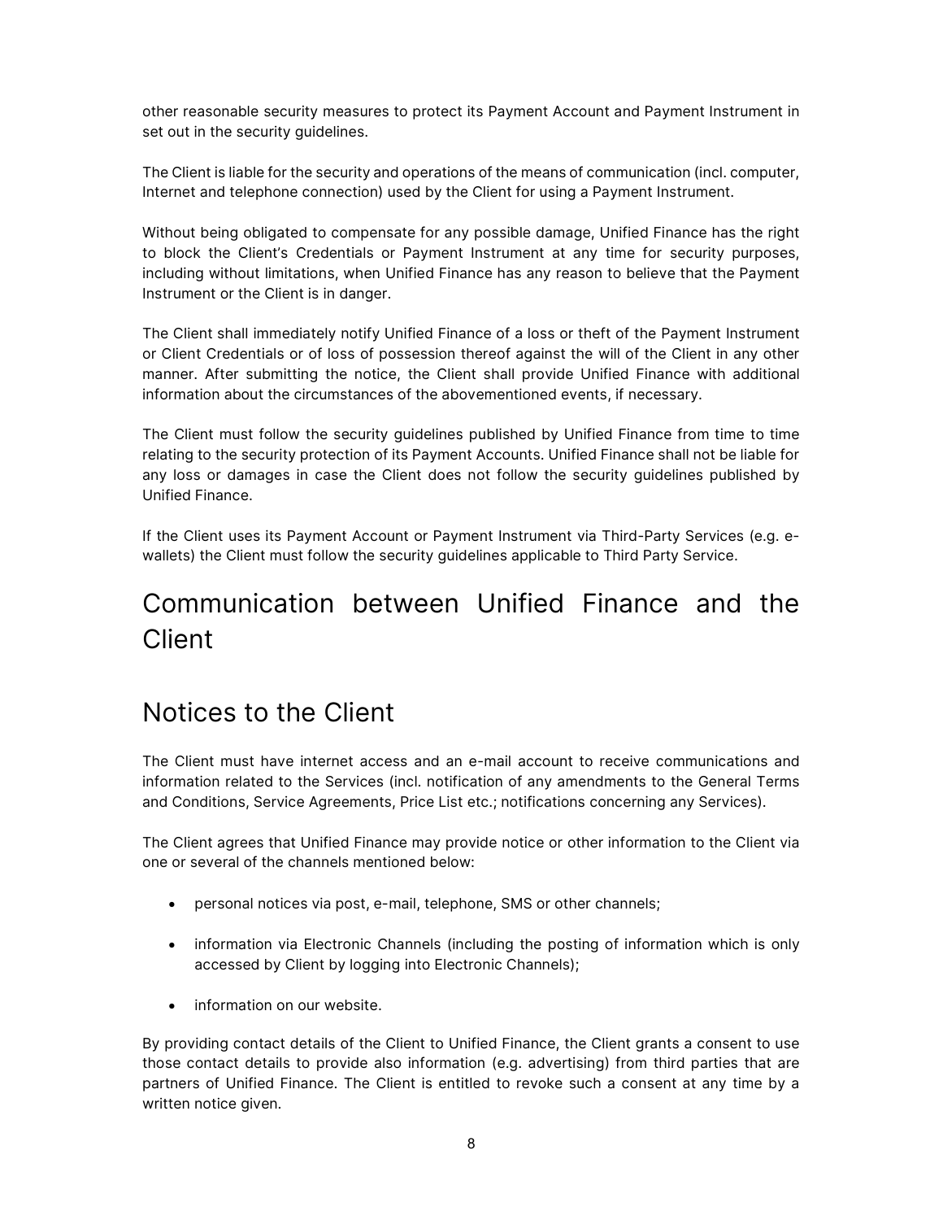other reasonable security measures to protect its Payment Account and Payment Instrument in set out in the security guidelines.

The Client is liable for the security and operations of the means of communication (incl. computer, Internet and telephone connection) used by the Client for using a Payment Instrument.

Without being obligated to compensate for any possible damage, Unified Finance has the right to block the Client's Credentials or Payment Instrument at any time for security purposes, including without limitations, when Unified Finance has any reason to believe that the Payment Instrument or the Client is in danger.

The Client shall immediately notify Unified Finance of a loss or theft of the Payment Instrument or Client Credentials or of loss of possession thereof against the will of the Client in any other manner. After submitting the notice, the Client shall provide Unified Finance with additional information about the circumstances of the abovementioned events, if necessary.

The Client must follow the security guidelines published by Unified Finance from time to time relating to the security protection of its Payment Accounts. Unified Finance shall not be liable for any loss or damages in case the Client does not follow the security guidelines published by Unified Finance.

If the Client uses its Payment Account or Payment Instrument via Third-Party Services (e.g. e-wallets) the Client must follow the security guidelines applicable to Third Party Service.

# Communication between Unified Finance and the Client

## Notices to the Client

The Client must have internet access and an e-mail account to receive communications and information related to the Services (incl. notification of any amendments to the General Terms and Conditions, Service Agreements, Price List etc.; notifications concerning any Services).

The Client agrees that Unified Finance may provide notice or other information to the Client via one or several of the channels mentioned below:

- personal notices via post, e-mail, telephone, SMS or other channels;
- information via Electronic Channels (including the posting of information which is only accessed by Client by logging into Electronic Channels);
- information on our website.

By providing contact details of the Client to Unified Finance, the Client grants a consent to use those contact details to provide also information (e.g. advertising) from third parties that are partners of Unified Finance. The Client is entitled to revoke such a consent at any time by a written notice given.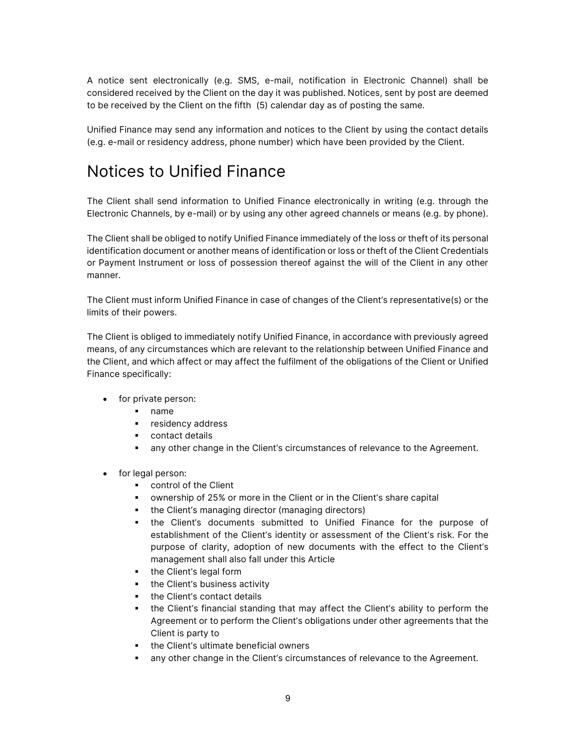A notice sent electronically (e.g. SMS, e-mail, notification in Electronic Channel) shall be considered received by the Client on the day it was published. Notices, sent by post are deemed to be received by the Client on the fifth (5) calendar day as of posting the same.

Unified Finance may send any information and notices to the Client by using the contact details (e.g. e-mail or residency address, phone number) which have been provided by the Client.

# Notices to Unified Finance

The Client shall send information to Unified Finance electronically in writing (e.g. through the Electronic Channels, by e-mail) or by using any other agreed channels or means (e.g. by phone).

The Client shall be obliged to notify Unified Finance immediately of the loss or theft of its personal identification document or another means of identification or loss or theft of the Client Credentials or Payment Instrument or loss of possession thereof against the will of the Client in any other manner.

The Client must inform Unified Finance in case of changes of the Client's representative(s) or the limits of their powers.

The Client is obliged to immediately notify Unified Finance, in accordance with previously agreed means, of any circumstances which are relevant to the relationship between Unified Finance and the Client, and which affect or may affect the fulfilment of the obligations of the Client or Unified Finance specifically:

- for private person:
  - name
  - residency address
  - contact details
  - any other change in the Client's circumstances of relevance to the Agreement.

- for legal person:
  - control of the Client
  - ownership of 25% or more in the Client or in the Client's share capital
  - the Client's managing director (managing directors)
  - the Client's documents submitted to Unified Finance for the purpose of establishment of the Client's identity or assessment of the Client's risk. For the purpose of clarity, adoption of new documents with the effect to the Client's management shall also fall under this Article
  - the Client's legal form
  - the Client's business activity
  - the Client's contact details
  - the Client's financial standing that may affect the Client's ability to perform the Agreement or to perform the Client's obligations under other agreements that the Client is party to
  - the Client's ultimate beneficial owners
  - any other change in the Client's circumstances of relevance to the Agreement.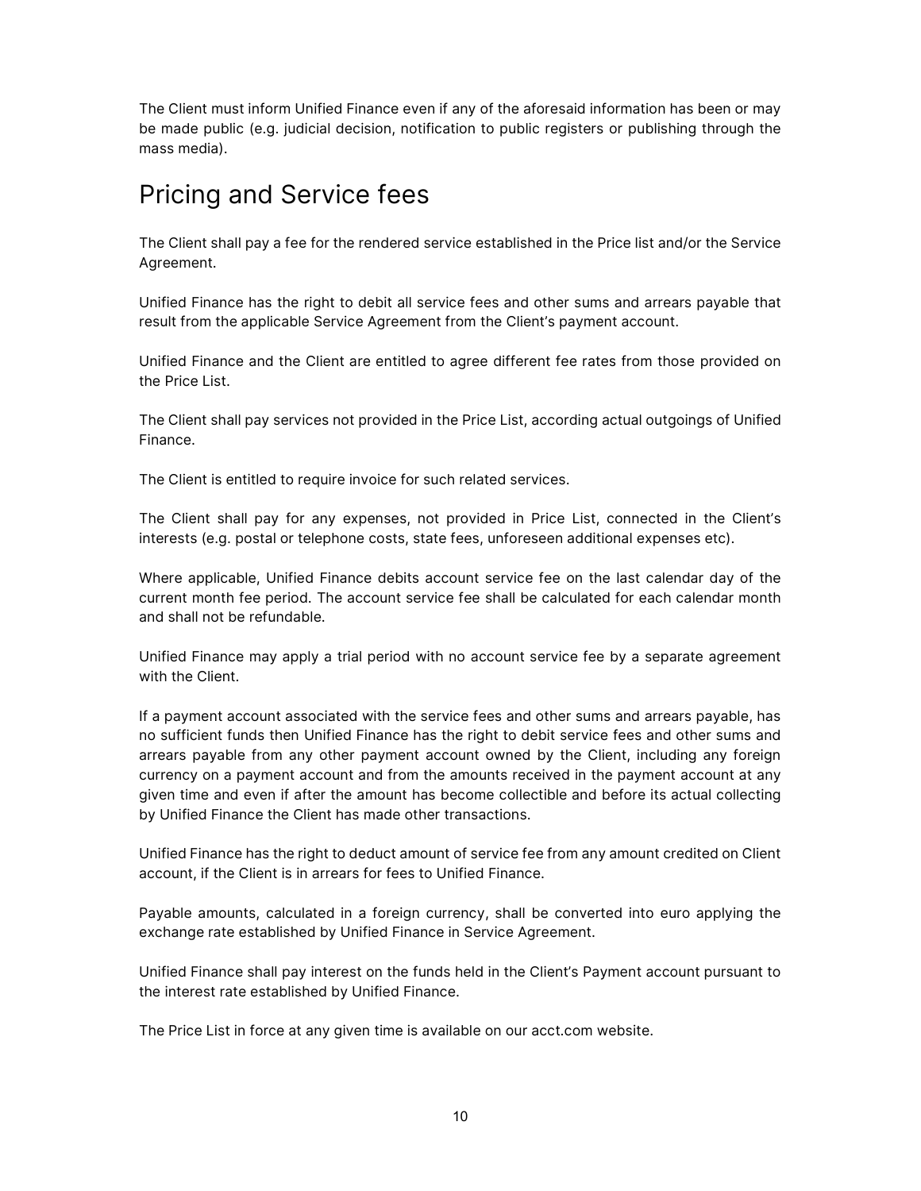The Client must inform Unified Finance even if any of the aforesaid information has been or may be made public (e.g. judicial decision, notification to public registers or publishing through the mass media).

# Pricing and Service fees

The Client shall pay a fee for the rendered service established in the Price list and/or the Service Agreement.

Unified Finance has the right to debit all service fees and other sums and arrears payable that result from the applicable Service Agreement from the Client's payment account.

Unified Finance and the Client are entitled to agree different fee rates from those provided on the Price List.

The Client shall pay services not provided in the Price List, according actual outgoings of Unified Finance.

The Client is entitled to require invoice for such related services.

The Client shall pay for any expenses, not provided in Price List, connected in the Client's interests (e.g. postal or telephone costs, state fees, unforeseen additional expenses etc).

Where applicable, Unified Finance debits account service fee on the last calendar day of the current month fee period. The account service fee shall be calculated for each calendar month and shall not be refundable.

Unified Finance may apply a trial period with no account service fee by a separate agreement with the Client.

If a payment account associated with the service fees and other sums and arrears payable, has no sufficient funds then Unified Finance has the right to debit service fees and other sums and arrears payable from any other payment account owned by the Client, including any foreign currency on a payment account and from the amounts received in the payment account at any given time and even if after the amount has become collectible and before its actual collecting by Unified Finance the Client has made other transactions.

Unified Finance has the right to deduct amount of service fee from any amount credited on Client account, if the Client is in arrears for fees to Unified Finance.

Payable amounts, calculated in a foreign currency, shall be converted into euro applying the exchange rate established by Unified Finance in Service Agreement.

Unified Finance shall pay interest on the funds held in the Client's Payment account pursuant to the interest rate established by Unified Finance.

The Price List in force at any given time is available on our acct.com website.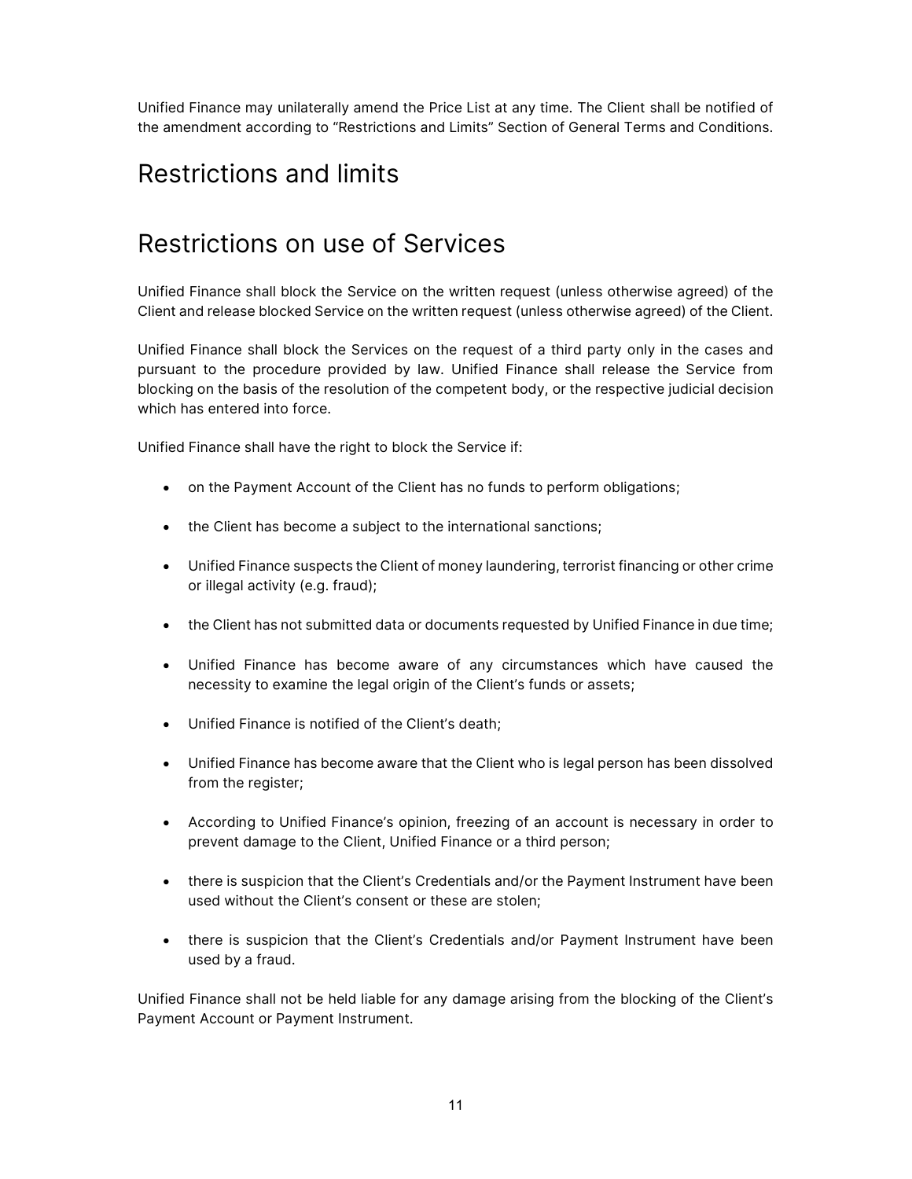Unified Finance may unilaterally amend the Price List at any time. The Client shall be notified of the amendment according to "Restrictions and Limits" Section of General Terms and Conditions.

# Restrictions and limits

# Restrictions on use of Services

Unified Finance shall block the Service on the written request (unless otherwise agreed) of the Client and release blocked Service on the written request (unless otherwise agreed) of the Client.

Unified Finance shall block the Services on the request of a third party only in the cases and pursuant to the procedure provided by law. Unified Finance shall release the Service from blocking on the basis of the resolution of the competent body, or the respective judicial decision which has entered into force.

Unified Finance shall have the right to block the Service if:

- on the Payment Account of the Client has no funds to perform obligations;
- the Client has become a subject to the international sanctions;
- Unified Finance suspects the Client of money laundering, terrorist financing or other crime or illegal activity (e.g. fraud);
- the Client has not submitted data or documents requested by Unified Finance in due time;
- Unified Finance has become aware of any circumstances which have caused the necessity to examine the legal origin of the Client's funds or assets;
- Unified Finance is notified of the Client's death;
- Unified Finance has become aware that the Client who is legal person has been dissolved from the register;
- According to Unified Finance's opinion, freezing of an account is necessary in order to prevent damage to the Client, Unified Finance or a third person;
- there is suspicion that the Client's Credentials and/or the Payment Instrument have been used without the Client's consent or these are stolen;
- there is suspicion that the Client's Credentials and/or Payment Instrument have been used by a fraud.

Unified Finance shall not be held liable for any damage arising from the blocking of the Client's Payment Account or Payment Instrument.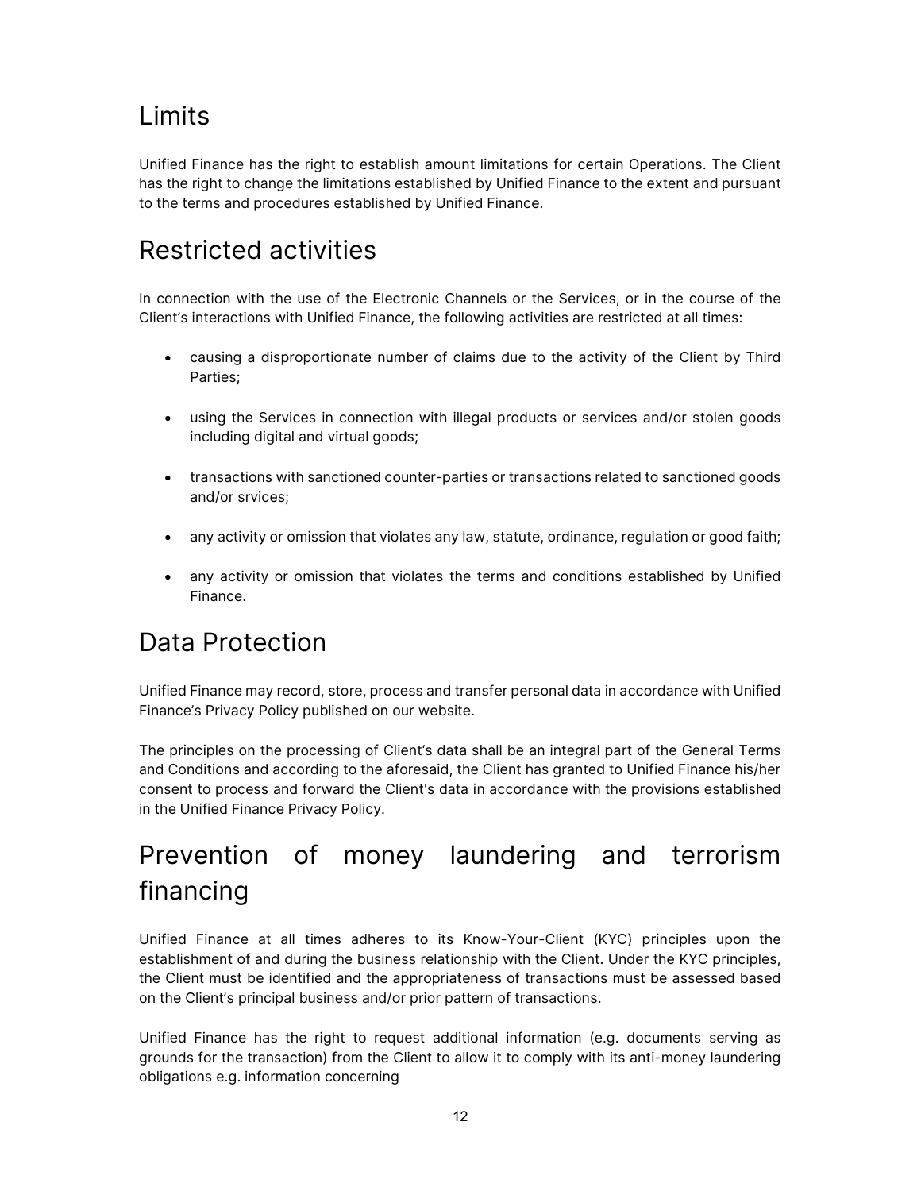## Limits

Unified Finance has the right to establish amount limitations for certain Operations. The Client has the right to change the limitations established by Unified Finance to the extent and pursuant to the terms and procedures established by Unified Finance.

## Restricted activities

In connection with the use of the Electronic Channels or the Services, or in the course of the Client's interactions with Unified Finance, the following activities are restricted at all times:

- causing a disproportionate number of claims due to the activity of the Client by Third Parties;
- using the Services in connection with illegal products or services and/or stolen goods including digital and virtual goods;
- transactions with sanctioned counter-parties or transactions related to sanctioned goods and/or srvices;
- any activity or omission that violates any law, statute, ordinance, regulation or good faith;
- any activity or omission that violates the terms and conditions established by Unified Finance.

## Data Protection

Unified Finance may record, store, process and transfer personal data in accordance with Unified Finance's Privacy Policy published on our website.

The principles on the processing of Client's data shall be an integral part of the General Terms and Conditions and according to the aforesaid, the Client has granted to Unified Finance his/her consent to process and forward the Client's data in accordance with the provisions established in the Unified Finance Privacy Policy.

## Prevention of money laundering and terrorism financing

Unified Finance at all times adheres to its Know-Your-Client (KYC) principles upon the establishment of and during the business relationship with the Client. Under the KYC principles, the Client must be identified and the appropriateness of transactions must be assessed based on the Client's principal business and/or prior pattern of transactions.

Unified Finance has the right to request additional information (e.g. documents serving as grounds for the transaction) from the Client to allow it to comply with its anti-money laundering obligations e.g. information concerning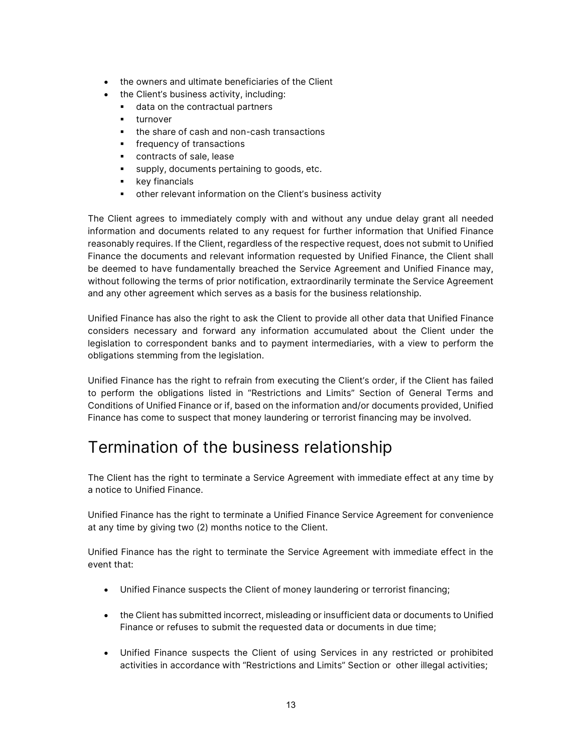- the owners and ultimate beneficiaries of the Client
- the Client's business activity, including:
  - data on the contractual partners
  - turnover
  - the share of cash and non-cash transactions
  - frequency of transactions
  - contracts of sale, lease
  - supply, documents pertaining to goods, etc.
  - key financials
  - other relevant information on the Client's business activity

The Client agrees to immediately comply with and without any undue delay grant all needed information and documents related to any request for further information that Unified Finance reasonably requires. If the Client, regardless of the respective request, does not submit to Unified Finance the documents and relevant information requested by Unified Finance, the Client shall be deemed to have fundamentally breached the Service Agreement and Unified Finance may, without following the terms of prior notification, extraordinarily terminate the Service Agreement and any other agreement which serves as a basis for the business relationship.

Unified Finance has also the right to ask the Client to provide all other data that Unified Finance considers necessary and forward any information accumulated about the Client under the legislation to correspondent banks and to payment intermediaries, with a view to perform the obligations stemming from the legislation.

Unified Finance has the right to refrain from executing the Client's order, if the Client has failed to perform the obligations listed in "Restrictions and Limits" Section of General Terms and Conditions of Unified Finance or if, based on the information and/or documents provided, Unified Finance has come to suspect that money laundering or terrorist financing may be involved.

# Termination of the business relationship

The Client has the right to terminate a Service Agreement with immediate effect at any time by a notice to Unified Finance.

Unified Finance has the right to terminate a Unified Finance Service Agreement for convenience at any time by giving two (2) months notice to the Client.

Unified Finance has the right to terminate the Service Agreement with immediate effect in the event that:

- Unified Finance suspects the Client of money laundering or terrorist financing;
- the Client has submitted incorrect, misleading or insufficient data or documents to Unified Finance or refuses to submit the requested data or documents in due time;
- Unified Finance suspects the Client of using Services in any restricted or prohibited activities in accordance with "Restrictions and Limits" Section or other illegal activities;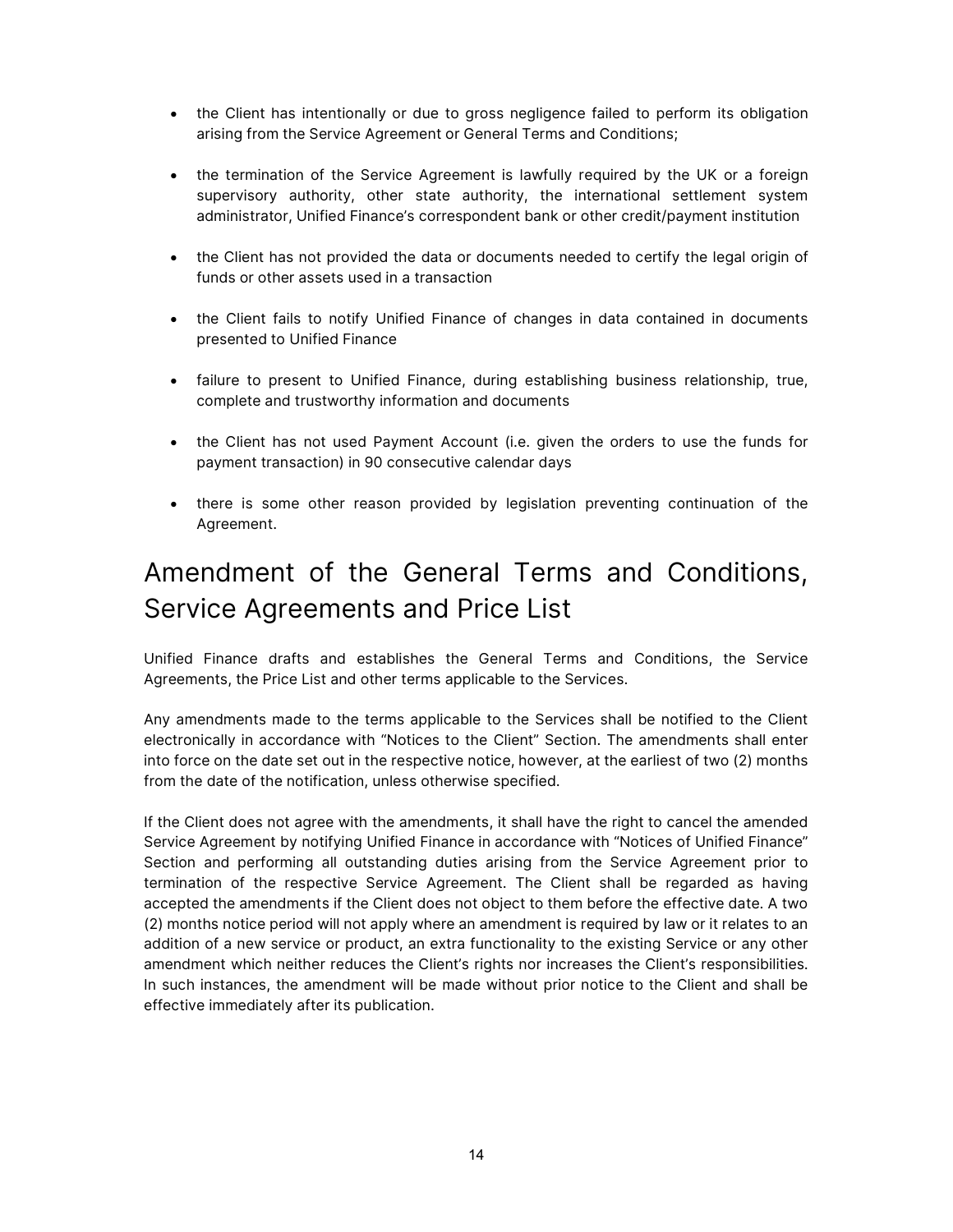- the Client has intentionally or due to gross negligence failed to perform its obligation arising from the Service Agreement or General Terms and Conditions;
- the termination of the Service Agreement is lawfully required by the UK or a foreign supervisory authority, other state authority, the international settlement system administrator, Unified Finance's correspondent bank or other credit/payment institution
- the Client has not provided the data or documents needed to certify the legal origin of funds or other assets used in a transaction
- the Client fails to notify Unified Finance of changes in data contained in documents presented to Unified Finance
- failure to present to Unified Finance, during establishing business relationship, true, complete and trustworthy information and documents
- the Client has not used Payment Account (i.e. given the orders to use the funds for payment transaction) in 90 consecutive calendar days
- there is some other reason provided by legislation preventing continuation of the Agreement.

# Amendment of the General Terms and Conditions, Service Agreements and Price List

Unified Finance drafts and establishes the General Terms and Conditions, the Service Agreements, the Price List and other terms applicable to the Services.

Any amendments made to the terms applicable to the Services shall be notified to the Client electronically in accordance with "Notices to the Client" Section. The amendments shall enter into force on the date set out in the respective notice, however, at the earliest of two (2) months from the date of the notification, unless otherwise specified.

If the Client does not agree with the amendments, it shall have the right to cancel the amended Service Agreement by notifying Unified Finance in accordance with "Notices of Unified Finance" Section and performing all outstanding duties arising from the Service Agreement prior to termination of the respective Service Agreement. The Client shall be regarded as having accepted the amendments if the Client does not object to them before the effective date. A two (2) months notice period will not apply where an amendment is required by law or it relates to an addition of a new service or product, an extra functionality to the existing Service or any other amendment which neither reduces the Client's rights nor increases the Client's responsibilities. In such instances, the amendment will be made without prior notice to the Client and shall be effective immediately after its publication.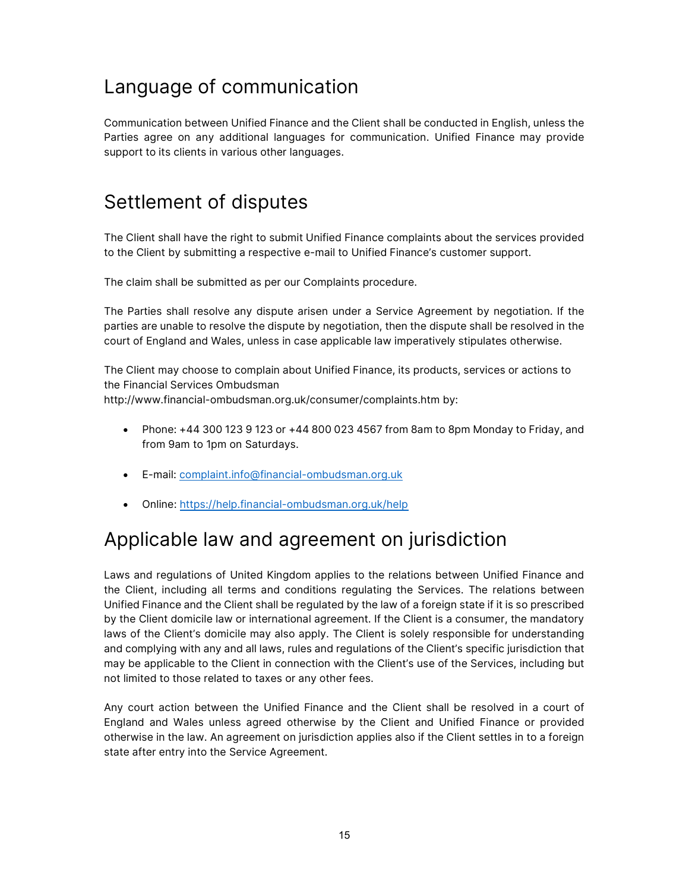## Language of communication

Communication between Unified Finance and the Client shall be conducted in English, unless the Parties agree on any additional languages for communication. Unified Finance may provide support to its clients in various other languages.

## Settlement of disputes

The Client shall have the right to submit Unified Finance complaints about the services provided to the Client by submitting a respective e-mail to Unified Finance's customer support.

The claim shall be submitted as per our Complaints procedure.

The Parties shall resolve any dispute arisen under a Service Agreement by negotiation. If the parties are unable to resolve the dispute by negotiation, then the dispute shall be resolved in the court of England and Wales, unless in case applicable law imperatively stipulates otherwise.

The Client may choose to complain about Unified Finance, its products, services or actions to the Financial Services Ombudsman http://www.financial-ombudsman.org.uk/consumer/complaints.htm by:

- Phone: +44 300 123 9 123 or +44 800 023 4567 from 8am to 8pm Monday to Friday, and from 9am to 1pm on Saturdays.
- E-mail: complaint.info@financial-ombudsman.org.uk
- Online: https://help.financial-ombudsman.org.uk/help

## Applicable law and agreement on jurisdiction

Laws and regulations of United Kingdom applies to the relations between Unified Finance and the Client, including all terms and conditions regulating the Services. The relations between Unified Finance and the Client shall be regulated by the law of a foreign state if it is so prescribed by the Client domicile law or international agreement. If the Client is a consumer, the mandatory laws of the Client's domicile may also apply. The Client is solely responsible for understanding and complying with any and all laws, rules and regulations of the Client's specific jurisdiction that may be applicable to the Client in connection with the Client's use of the Services, including but not limited to those related to taxes or any other fees.

Any court action between the Unified Finance and the Client shall be resolved in a court of England and Wales unless agreed otherwise by the Client and Unified Finance or provided otherwise in the law. An agreement on jurisdiction applies also if the Client settles in to a foreign state after entry into the Service Agreement.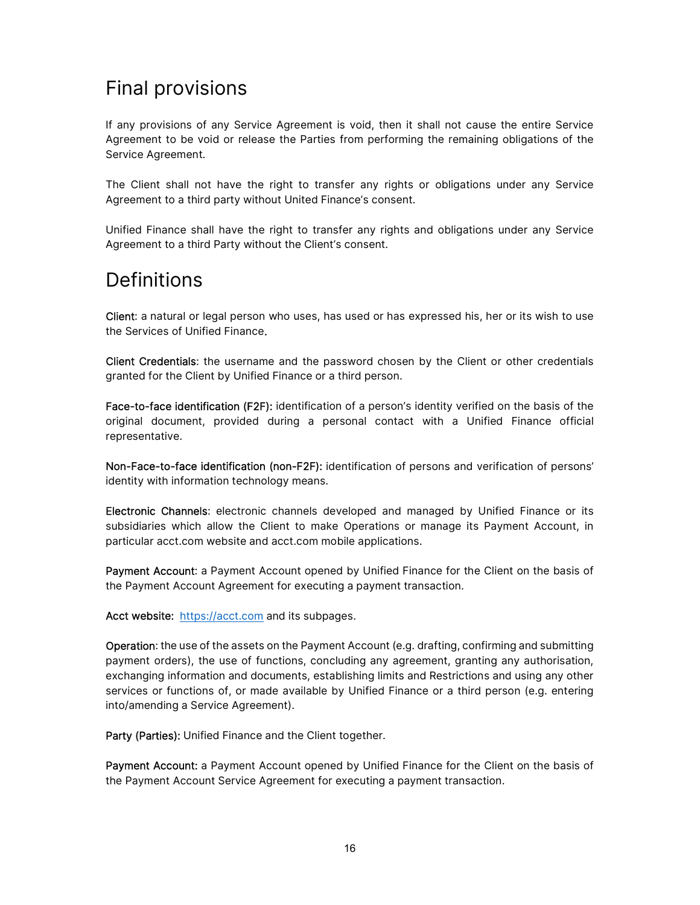# Final provisions

If any provisions of any Service Agreement is void, then it shall not cause the entire Service Agreement to be void or release the Parties from performing the remaining obligations of the Service Agreement.

The Client shall not have the right to transfer any rights or obligations under any Service Agreement to a third party without United Finance's consent.

Unified Finance shall have the right to transfer any rights and obligations under any Service Agreement to a third Party without the Client's consent.

# Definitions

**Client**: a natural or legal person who uses, has used or has expressed his, her or its wish to use the Services of Unified Finance.

**Client Credentials**: the username and the password chosen by the Client or other credentials granted for the Client by Unified Finance or a third person.

**Face-to-face identification (F2F):** identification of a person's identity verified on the basis of the original document, provided during a personal contact with a Unified Finance official representative.

**Non-Face-to-face identification (non-F2F):** identification of persons and verification of persons' identity with information technology means.

**Electronic Channels**: electronic channels developed and managed by Unified Finance or its subsidiaries which allow the Client to make Operations or manage its Payment Account, in particular acct.com website and acct.com mobile applications.

**Payment Account**: a Payment Account opened by Unified Finance for the Client on the basis of the Payment Account Agreement for executing a payment transaction.

**Acct website:** [https://acct.com](https://acct.com) and its subpages.

**Operation**: the use of the assets on the Payment Account (e.g. drafting, confirming and submitting payment orders), the use of functions, concluding any agreement, granting any authorisation, exchanging information and documents, establishing limits and Restrictions and using any other services or functions of, or made available by Unified Finance or a third person (e.g. entering into/amending a Service Agreement).

**Party (Parties):** Unified Finance and the Client together.

**Payment Account:** a Payment Account opened by Unified Finance for the Client on the basis of the Payment Account Service Agreement for executing a payment transaction.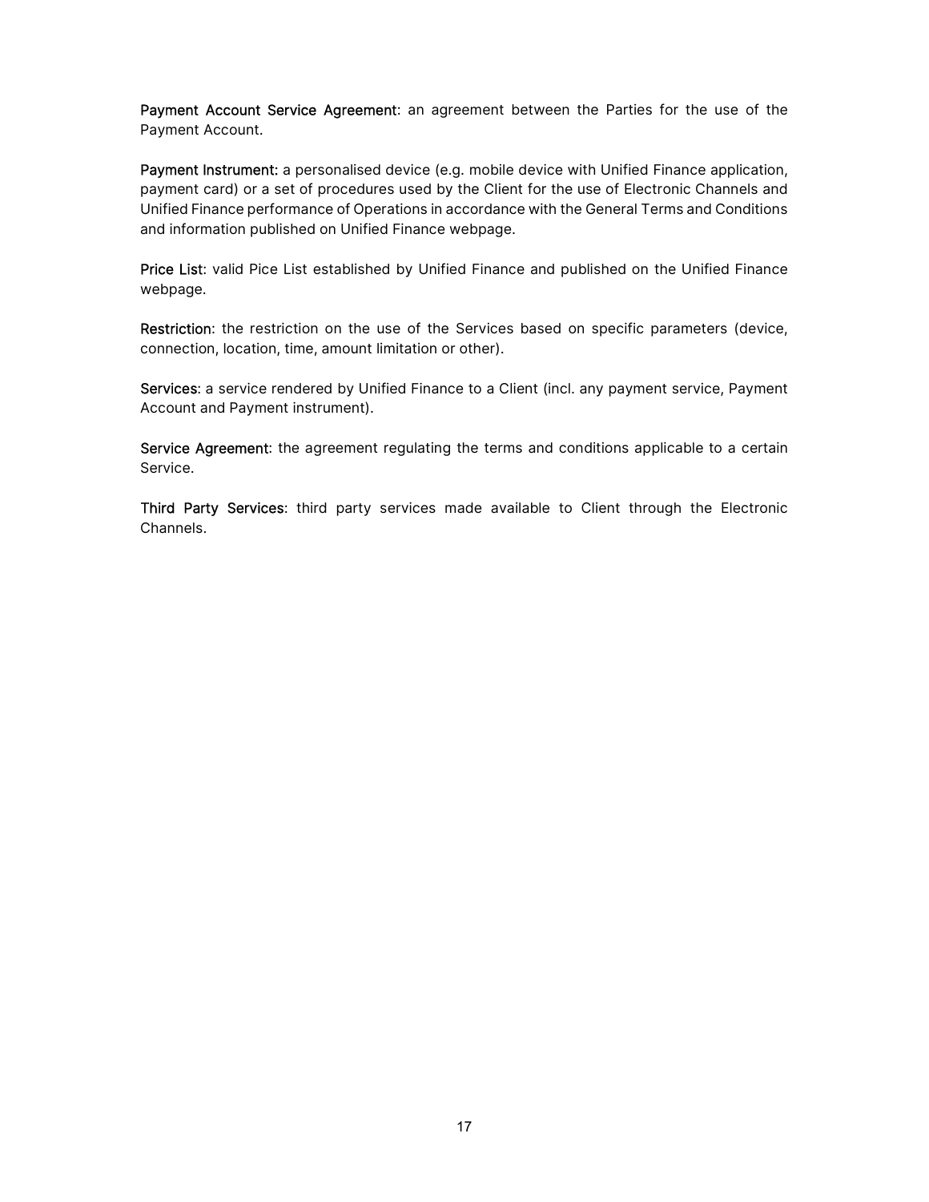**Payment Account Service Agreement**: an agreement between the Parties for the use of the Payment Account.

**Payment Instrument:** a personalised device (e.g. mobile device with Unified Finance application, payment card) or a set of procedures used by the Client for the use of Electronic Channels and Unified Finance performance of Operations in accordance with the General Terms and Conditions and information published on Unified Finance webpage.

**Price List**: valid Pice List established by Unified Finance and published on the Unified Finance webpage.

**Restriction**: the restriction on the use of the Services based on specific parameters (device, connection, location, time, amount limitation or other).

**Services**: a service rendered by Unified Finance to a Client (incl. any payment service, Payment Account and Payment instrument).

**Service Agreement**: the agreement regulating the terms and conditions applicable to a certain Service.

**Third Party Services**: third party services made available to Client through the Electronic Channels.